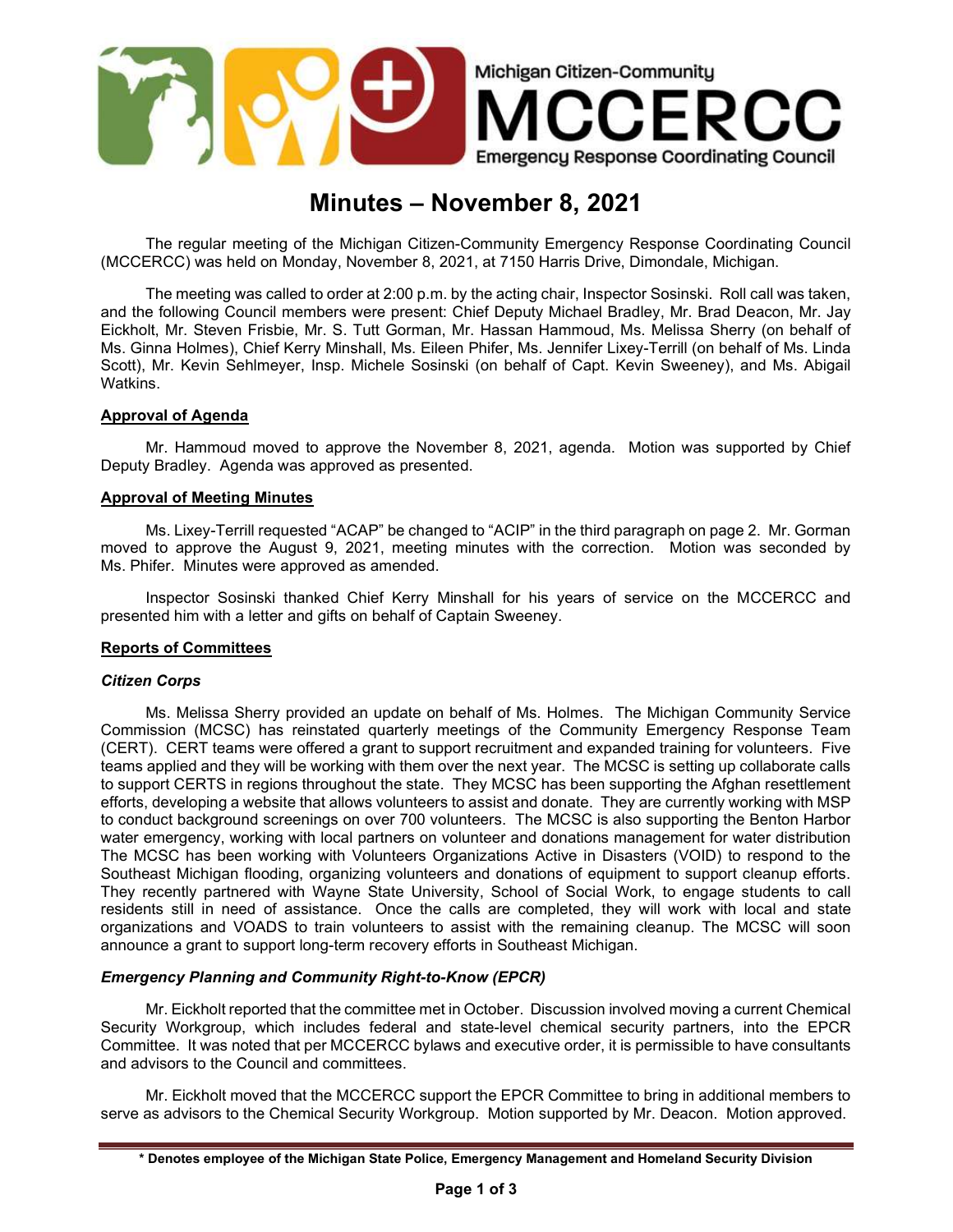# Minutes – November 8, 2021

The regular meeting of the Michigan Citizen-Community Emergency Response Coordinating Council (MCCERCC) was held on Monday, November 8, 2021, at 7150 Harris Drive, Dimondale, Michigan.

The meeting was called to order at 2:00 p.m. by the acting chair, Inspector Sosinski. Roll call was taken, and the following Council members were present: Chief Deputy Michael Bradley, Mr. Brad Deacon, Mr. Jay Eickholt, Mr. Steven Frisbie, Mr. S. Tutt Gorman, Mr. Hassan Hammoud, Ms. Melissa Sherry (on behalf of Ms. Ginna Holmes), Chief Kerry Minshall, Ms. Eileen Phifer, Ms. Jennifer Lixey-Terrill (on behalf of Ms. Linda Scott), Mr. Kevin Sehlmeyer, Insp. Michele Sosinski (on behalf of Capt. Kevin Sweeney), and Ms. Abigail Watkins.

## Approval of Agenda

Mr. Hammoud moved to approve the November 8, 2021, agenda. Motion was supported by Chief Deputy Bradley. Agenda was approved as presented.

## Approval of Meeting Minutes

Ms. Lixey-Terrill requested "ACAP" be changed to "ACIP" in the third paragraph on page 2. Mr. Gorman moved to approve the August 9, 2021, meeting minutes with the correction. Motion was seconded by Ms. Phifer. Minutes were approved as amended.

Inspector Sosinski thanked Chief Kerry Minshall for his years of service on the MCCERCC and presented him with a letter and gifts on behalf of Captain Sweeney.

## Reports of Committees

### *Citizen Corps*

Ms. Melissa Sherry provided an update on behalf of Ms. Holmes. The Michigan Community Service Commission (MCSC) has reinstated quarterly meetings of the Community Emergency Response Team (CERT). CERT teams were offered a grant to support recruitment and expanded training for volunteers. Five teams applied and they will be working with them over the next year. The MCSC is setting up collaborate calls to support CERTS in regions throughout the state. They MCSC has been supporting the Afghan resettlement efforts, developing a website that allows volunteers to assist and donate. They are currently working with MSP to conduct background screenings on over 700 volunteers. The MCSC is also supporting the Benton Harbor water emergency, working with local partners on volunteer and donations management for water distribution The MCSC has been working with Volunteers Organizations Active in Disasters (VOID) to respond to the Southeast Michigan flooding, organizing volunteers and donations of equipment to support cleanup efforts. They recently partnered with Wayne State University, School of Social Work, to engage students to call residents still in need of assistance. Once the calls are completed, they will work with local and state organizations and VOADS to train volunteers to assist with the remaining cleanup. The MCSC will soon announce a grant to support long-term recovery efforts in Southeast Michigan.

### *Emergency Planning and Community Right-to-Know (EPCR)*

Mr. Eickholt reported that the committee met in October. Discussion involved moving a current Chemical Security Workgroup, which includes federal and state-level chemical security partners, into the EPCR Committee. It was noted that per MCCERCC bylaws and executive order, it is permissible to have consultants and advisors to the Council and committees.

Mr. Eickholt moved that the MCCERCC support the EPCR Committee to bring in additional members to serve as advisors to the Chemical Security Workgroup. Motion supported by Mr. Deacon. Motion approved.

**\* Denotes employee of the Michigan State Police, Emergency Management and Homeland Security Division**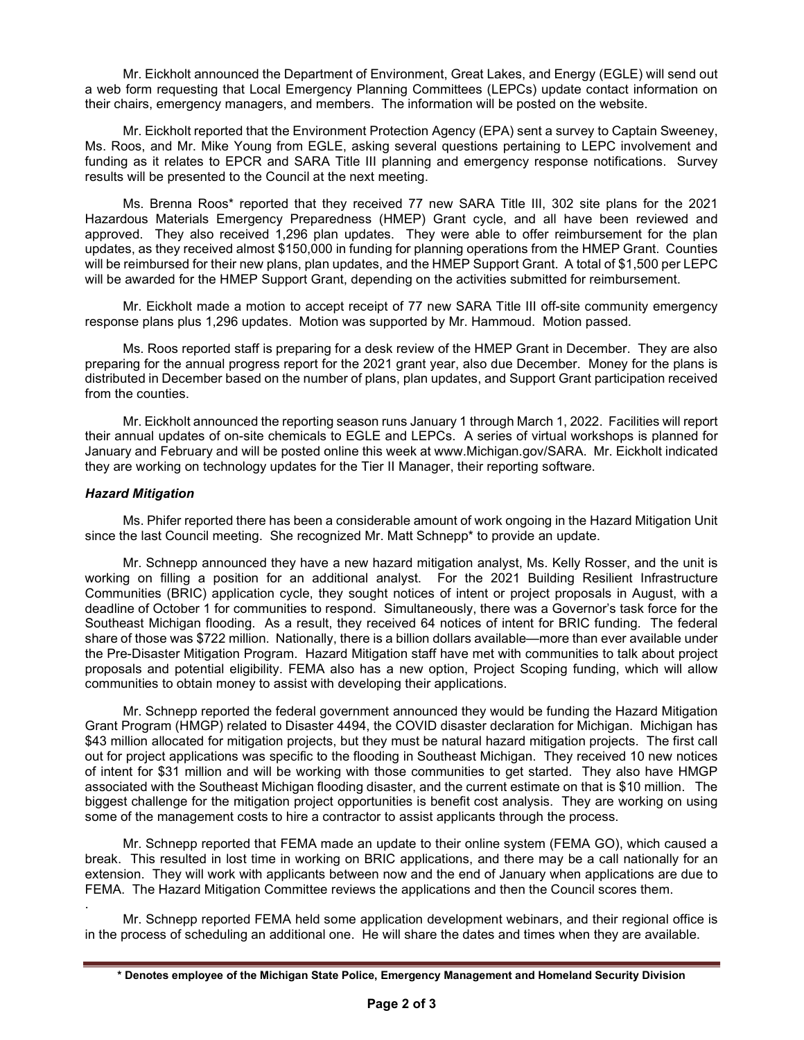Mr. Eickholt announced the Department of Environment, Great Lakes, and Energy (EGLE) will send out a web form requesting that Local Emergency Planning Committees (LEPCs) update contact information on their chairs, emergency managers, and members. The information will be posted on the website.

Mr. Eickholt reported that the Environment Protection Agency (EPA) sent a survey to Captain Sweeney, Ms. Roos, and Mr. Mike Young from EGLE, asking several questions pertaining to LEPC involvement and funding as it relates to EPCR and SARA Title III planning and emergency response notifications. Survey results will be presented to the Council at the next meeting.

Ms. Brenna Roos* reported that they received 77 new SARA Title III, 302 site plans for the 2021 Hazardous Materials Emergency Preparedness (HMEP) Grant cycle, and all have been reviewed and approved. They also received 1,296 plan updates. They were able to offer reimbursement for the plan updates, as they received almost $150,000 in funding for planning operations from the HMEP Grant. Counties will be reimbursed for their new plans, plan updates, and the HMEP Support Grant. A total of $1,500 per LEPC will be awarded for the HMEP Support Grant, depending on the activities submitted for reimbursement.

Mr. Eickholt made a motion to accept receipt of 77 new SARA Title III off-site community emergency response plans plus 1,296 updates. Motion was supported by Mr. Hammoud. Motion passed.

Ms. Roos reported staff is preparing for a desk review of the HMEP Grant in December. They are also preparing for the annual progress report for the 2021 grant year, also due December. Money for the plans is distributed in December based on the number of plans, plan updates, and Support Grant participation received from the counties.

Mr. Eickholt announced the reporting season runs January 1 through March 1, 2022. Facilities will report their annual updates of on-site chemicals to EGLE and LEPCs. A series of virtual workshops is planned for January and February and will be posted online this week at www.Michigan.gov/SARA. Mr. Eickholt indicated they are working on technology updates for the Tier II Manager, their reporting software.

***Hazard Mitigation***

Ms. Phifer reported there has been a considerable amount of work ongoing in the Hazard Mitigation Unit since the last Council meeting. She recognized Mr. Matt Schnepp* to provide an update.

Mr. Schnepp announced they have a new hazard mitigation analyst, Ms. Kelly Rosser, and the unit is working on filling a position for an additional analyst. For the 2021 Building Resilient Infrastructure Communities (BRIC) application cycle, they sought notices of intent or project proposals in August, with a deadline of October 1 for communities to respond. Simultaneously, there was a Governor's task force for the Southeast Michigan flooding. As a result, they received 64 notices of intent for BRIC funding. The federal share of those was $722 million. Nationally, there is a billion dollars available—more than ever available under the Pre-Disaster Mitigation Program. Hazard Mitigation staff have met with communities to talk about project proposals and potential eligibility. FEMA also has a new option, Project Scoping funding, which will allow communities to obtain money to assist with developing their applications.

Mr. Schnepp reported the federal government announced they would be funding the Hazard Mitigation Grant Program (HMGP) related to Disaster 4494, the COVID disaster declaration for Michigan. Michigan has $43 million allocated for mitigation projects, but they must be natural hazard mitigation projects. The first call out for project applications was specific to the flooding in Southeast Michigan. They received 10 new notices of intent for $31 million and will be working with those communities to get started. They also have HMGP associated with the Southeast Michigan flooding disaster, and the current estimate on that is $10 million. The biggest challenge for the mitigation project opportunities is benefit cost analysis. They are working on using some of the management costs to hire a contractor to assist applicants through the process.

Mr. Schnepp reported that FEMA made an update to their online system (FEMA GO), which caused a break. This resulted in lost time in working on BRIC applications, and there may be a call nationally for an extension. They will work with applicants between now and the end of January when applications are due to FEMA. The Hazard Mitigation Committee reviews the applications and then the Council scores them.

Mr. Schnepp reported FEMA held some application development webinars, and their regional office is in the process of scheduling an additional one. He will share the dates and times when they are available.

**\* Denotes employee of the Michigan State Police, Emergency Management and Homeland Security Division**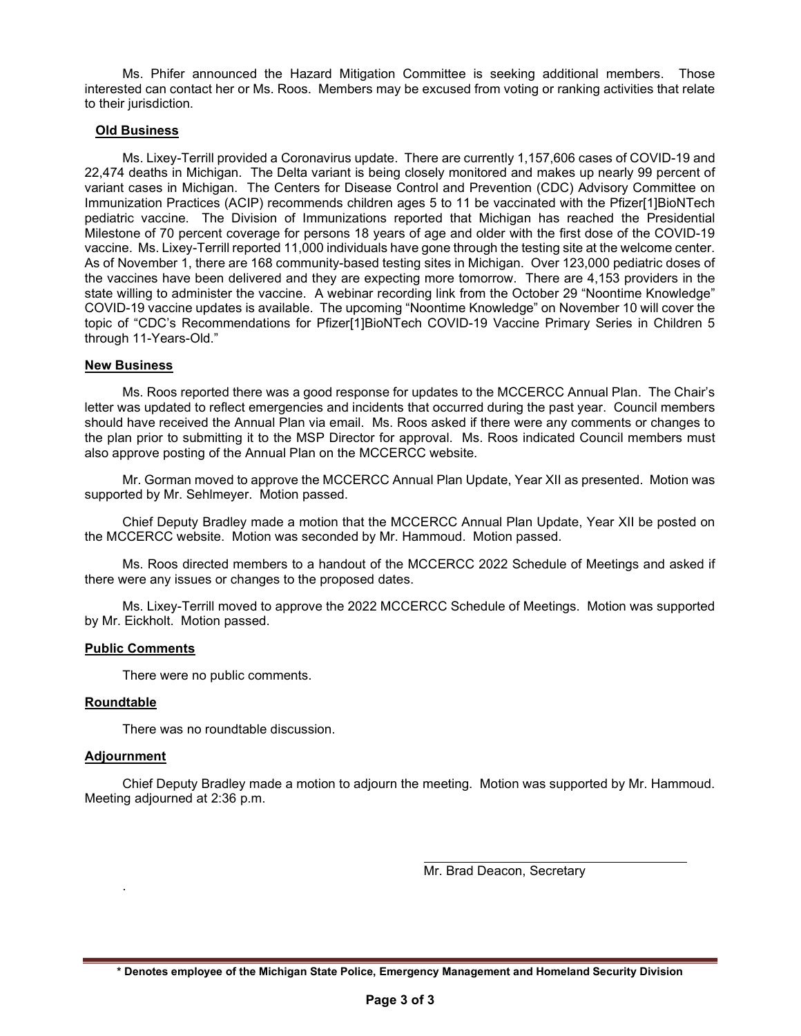Ms. Phifer announced the Hazard Mitigation Committee is seeking additional members. Those interested can contact her or Ms. Roos. Members may be excused from voting or ranking activities that relate to their jurisdiction.

## Old Business

Ms. Lixey-Terrill provided a Coronavirus update. There are currently 1,157,606 cases of COVID-19 and 22,474 deaths in Michigan. The Delta variant is being closely monitored and makes up nearly 99 percent of variant cases in Michigan. The Centers for Disease Control and Prevention (CDC) Advisory Committee on Immunization Practices (ACIP) recommends children ages 5 to 11 be vaccinated with the Pfizer[1]BioNTech pediatric vaccine. The Division of Immunizations reported that Michigan has reached the Presidential Milestone of 70 percent coverage for persons 18 years of age and older with the first dose of the COVID-19 vaccine. Ms. Lixey-Terrill reported 11,000 individuals have gone through the testing site at the welcome center. As of November 1, there are 168 community-based testing sites in Michigan. Over 123,000 pediatric doses of the vaccines have been delivered and they are expecting more tomorrow. There are 4,153 providers in the state willing to administer the vaccine. A webinar recording link from the October 29 "Noontime Knowledge" COVID-19 vaccine updates is available. The upcoming "Noontime Knowledge" on November 10 will cover the topic of "CDC's Recommendations for Pfizer[1]BioNTech COVID-19 Vaccine Primary Series in Children 5 through 11-Years-Old."

## New Business

Ms. Roos reported there was a good response for updates to the MCCERCC Annual Plan. The Chair's letter was updated to reflect emergencies and incidents that occurred during the past year. Council members should have received the Annual Plan via email. Ms. Roos asked if there were any comments or changes to the plan prior to submitting it to the MSP Director for approval. Ms. Roos indicated Council members must also approve posting of the Annual Plan on the MCCERCC website.

Mr. Gorman moved to approve the MCCERCC Annual Plan Update, Year XII as presented. Motion was supported by Mr. Sehlmeyer. Motion passed.

Chief Deputy Bradley made a motion that the MCCERCC Annual Plan Update, Year XII be posted on the MCCERCC website. Motion was seconded by Mr. Hammoud. Motion passed.

Ms. Roos directed members to a handout of the MCCERCC 2022 Schedule of Meetings and asked if there were any issues or changes to the proposed dates.

Ms. Lixey-Terrill moved to approve the 2022 MCCERCC Schedule of Meetings. Motion was supported by Mr. Eickholt. Motion passed.

## Public Comments

There were no public comments.

## Roundtable

There was no roundtable discussion.

## Adjournment

Chief Deputy Bradley made a motion to adjourn the meeting. Motion was supported by Mr. Hammoud. Meeting adjourned at 2:36 p.m.

Mr. Brad Deacon, Secretary

**\* Denotes employee of the Michigan State Police, Emergency Management and Homeland Security Division**